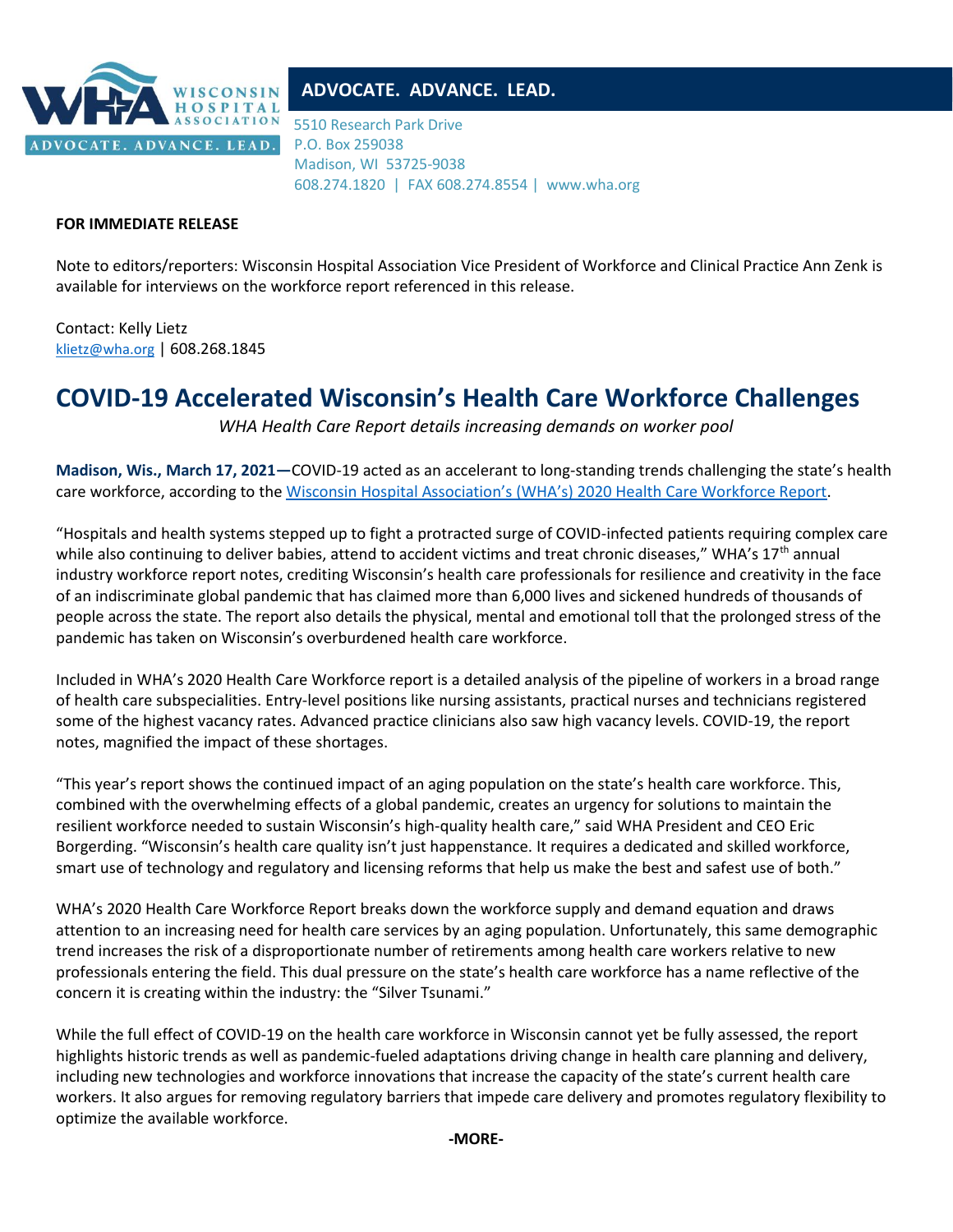WISCONSIN HOSPITAL ASSOCIATION

ADVOCATE. ADVANCE. LEAD.

5510 Research Park Drive
P.O. Box 259038
Madison, WI 53725-9038
608.274.1820 | FAX 608.274.8554 | www.wha.org

**FOR IMMEDIATE RELEASE**

Note to editors/reporters: Wisconsin Hospital Association Vice President of Workforce and Clinical Practice Ann Zenk is available for interviews on the workforce report referenced in this release.

Contact: Kelly Lietz
klietz@wha.org | 608.268.1845

# COVID-19 Accelerated Wisconsin's Health Care Workforce Challenges

*WHA Health Care Report details increasing demands on worker pool*

**Madison, Wis., March 17, 2021—**COVID-19 acted as an accelerant to long-standing trends challenging the state's health care workforce, according to the Wisconsin Hospital Association's (WHA's) 2020 Health Care Workforce Report.

"Hospitals and health systems stepped up to fight a protracted surge of COVID-infected patients requiring complex care while also continuing to deliver babies, attend to accident victims and treat chronic diseases," WHA's 17th annual industry workforce report notes, crediting Wisconsin's health care professionals for resilience and creativity in the face of an indiscriminate global pandemic that has claimed more than 6,000 lives and sickened hundreds of thousands of people across the state. The report also details the physical, mental and emotional toll that the prolonged stress of the pandemic has taken on Wisconsin's overburdened health care workforce.

Included in WHA's 2020 Health Care Workforce report is a detailed analysis of the pipeline of workers in a broad range of health care subspecialities. Entry-level positions like nursing assistants, practical nurses and technicians registered some of the highest vacancy rates. Advanced practice clinicians also saw high vacancy levels. COVID-19, the report notes, magnified the impact of these shortages.

"This year's report shows the continued impact of an aging population on the state's health care workforce. This, combined with the overwhelming effects of a global pandemic, creates an urgency for solutions to maintain the resilient workforce needed to sustain Wisconsin's high-quality health care," said WHA President and CEO Eric Borgerding. "Wisconsin's health care quality isn't just happenstance. It requires a dedicated and skilled workforce, smart use of technology and regulatory and licensing reforms that help us make the best and safest use of both."

WHA's 2020 Health Care Workforce Report breaks down the workforce supply and demand equation and draws attention to an increasing need for health care services by an aging population. Unfortunately, this same demographic trend increases the risk of a disproportionate number of retirements among health care workers relative to new professionals entering the field. This dual pressure on the state's health care workforce has a name reflective of the concern it is creating within the industry: the "Silver Tsunami."

While the full effect of COVID-19 on the health care workforce in Wisconsin cannot yet be fully assessed, the report highlights historic trends as well as pandemic-fueled adaptations driving change in health care planning and delivery, including new technologies and workforce innovations that increase the capacity of the state's current health care workers. It also argues for removing regulatory barriers that impede care delivery and promotes regulatory flexibility to optimize the available workforce.

**-MORE-**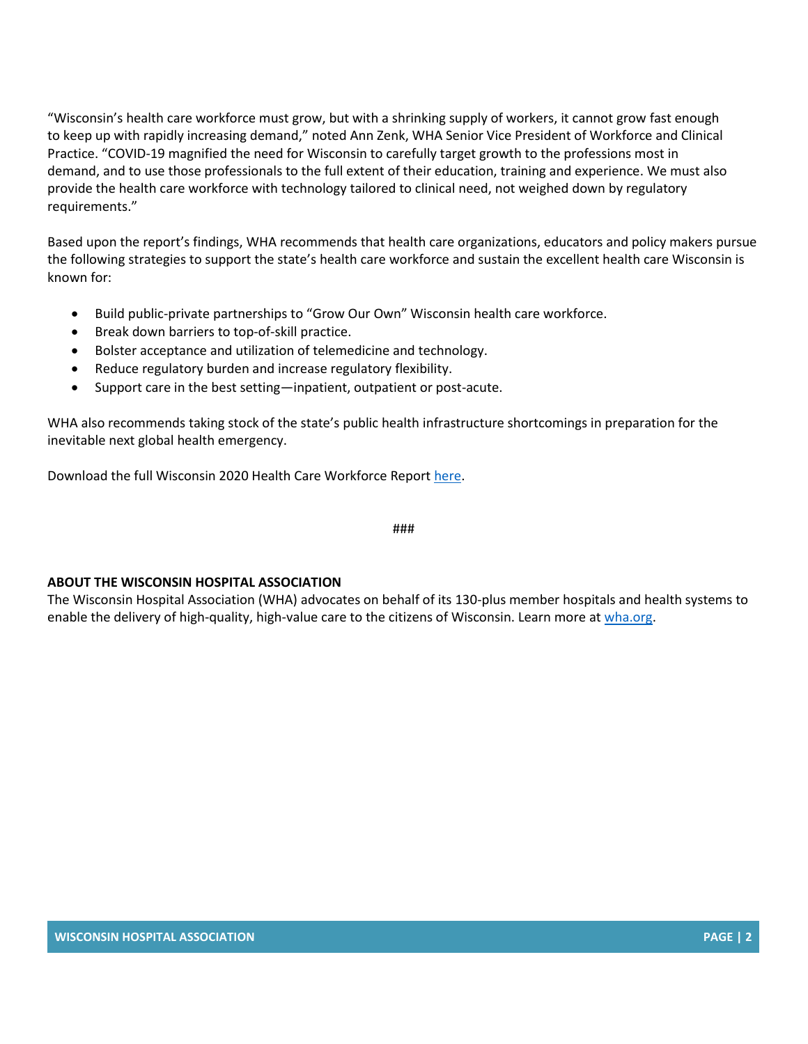"Wisconsin's health care workforce must grow, but with a shrinking supply of workers, it cannot grow fast enough to keep up with rapidly increasing demand," noted Ann Zenk, WHA Senior Vice President of Workforce and Clinical Practice. "COVID-19 magnified the need for Wisconsin to carefully target growth to the professions most in demand, and to use those professionals to the full extent of their education, training and experience. We must also provide the health care workforce with technology tailored to clinical need, not weighed down by regulatory requirements."

Based upon the report's findings, WHA recommends that health care organizations, educators and policy makers pursue the following strategies to support the state's health care workforce and sustain the excellent health care Wisconsin is known for:

- Build public-private partnerships to "Grow Our Own" Wisconsin health care workforce.
- Break down barriers to top-of-skill practice.
- Bolster acceptance and utilization of telemedicine and technology.
- Reduce regulatory burden and increase regulatory flexibility.
- Support care in the best setting—inpatient, outpatient or post-acute.

WHA also recommends taking stock of the state's public health infrastructure shortcomings in preparation for the inevitable next global health emergency.

Download the full Wisconsin 2020 Health Care Workforce Report here.

###

**ABOUT THE WISCONSIN HOSPITAL ASSOCIATION**

The Wisconsin Hospital Association (WHA) advocates on behalf of its 130-plus member hospitals and health systems to enable the delivery of high-quality, high-value care to the citizens of Wisconsin. Learn more at wha.org.